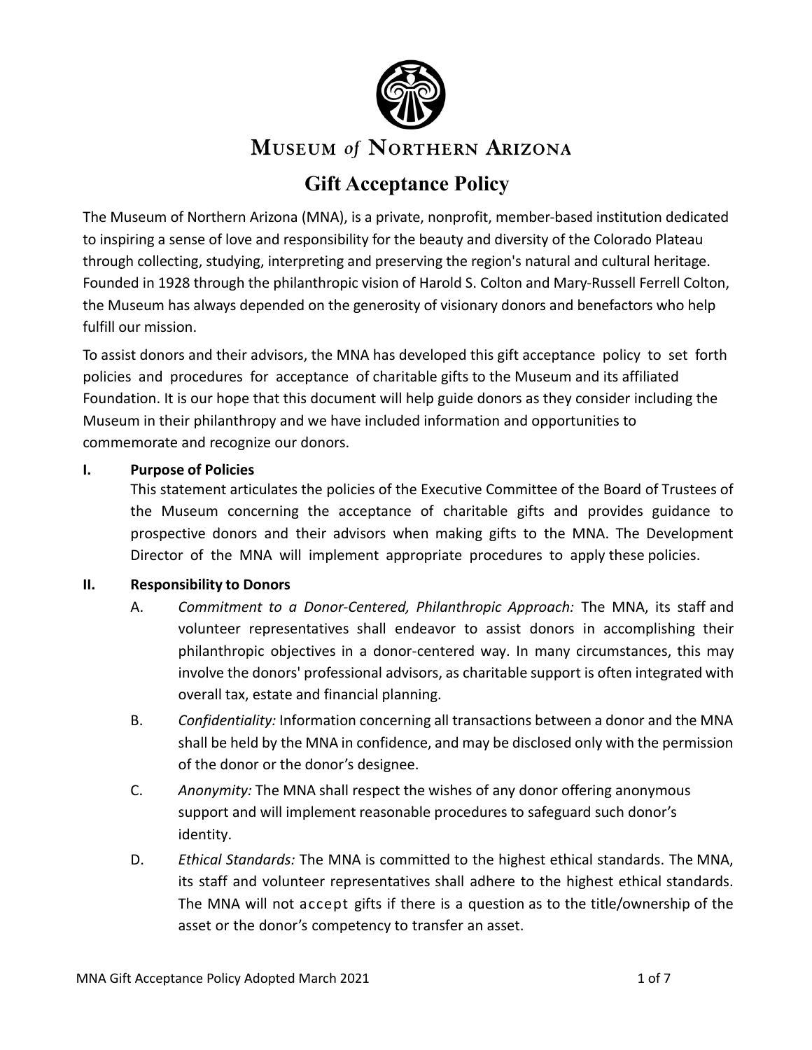# Museum of Northern Arizona

## Gift Acceptance Policy

The Museum of Northern Arizona (MNA), is a private, nonprofit, member-based institution dedicated to inspiring a sense of love and responsibility for the beauty and diversity of the Colorado Plateau through collecting, studying, interpreting and preserving the region's natural and cultural heritage. Founded in 1928 through the philanthropic vision of Harold S. Colton and Mary-Russell Ferrell Colton, the Museum has always depended on the generosity of visionary donors and benefactors who help fulfill our mission.

To assist donors and their advisors, the MNA has developed this gift acceptance policy to set forth policies and procedures for acceptance of charitable gifts to the Museum and its affiliated Foundation. It is our hope that this document will help guide donors as they consider including the Museum in their philanthropy and we have included information and opportunities to commemorate and recognize our donors.

### I. Purpose of Policies

This statement articulates the policies of the Executive Committee of the Board of Trustees of the Museum concerning the acceptance of charitable gifts and provides guidance to prospective donors and their advisors when making gifts to the MNA. The Development Director of the MNA will implement appropriate procedures to apply these policies.

### II. Responsibility to Donors

A. *Commitment to a Donor-Centered, Philanthropic Approach:* The MNA, its staff and volunteer representatives shall endeavor to assist donors in accomplishing their philanthropic objectives in a donor-centered way. In many circumstances, this may involve the donors' professional advisors, as charitable support is often integrated with overall tax, estate and financial planning.

B. *Confidentiality:* Information concerning all transactions between a donor and the MNA shall be held by the MNA in confidence, and may be disclosed only with the permission of the donor or the donor's designee.

C. *Anonymity:* The MNA shall respect the wishes of any donor offering anonymous support and will implement reasonable procedures to safeguard such donor's identity.

D. *Ethical Standards:* The MNA is committed to the highest ethical standards. The MNA, its staff and volunteer representatives shall adhere to the highest ethical standards. The MNA will not accept gifts if there is a question as to the title/ownership of the asset or the donor's competency to transfer an asset.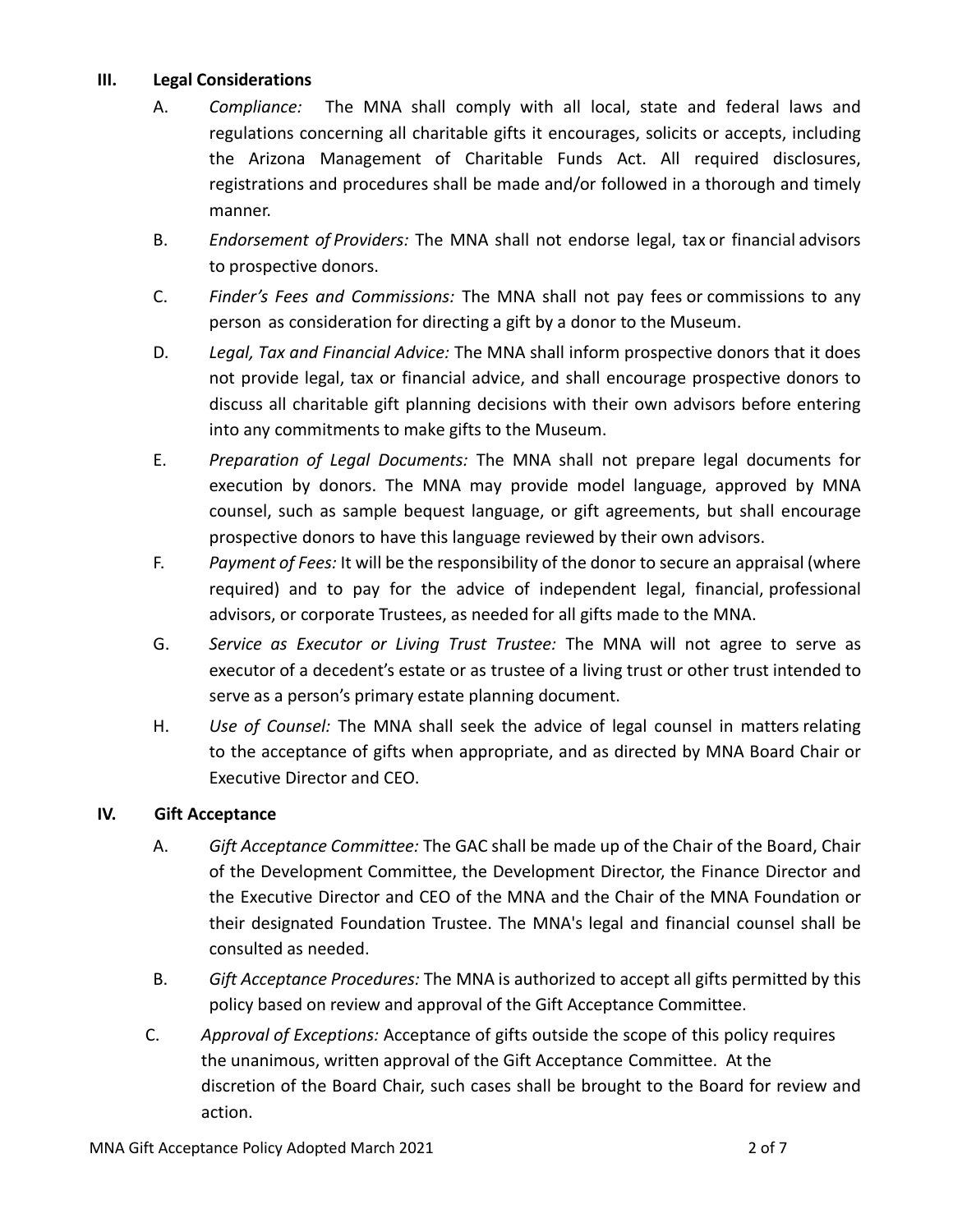## III. Legal Considerations

A. *Compliance:* The MNA shall comply with all local, state and federal laws and regulations concerning all charitable gifts it encourages, solicits or accepts, including the Arizona Management of Charitable Funds Act. All required disclosures, registrations and procedures shall be made and/or followed in a thorough and timely manner.

B. *Endorsement of Providers:* The MNA shall not endorse legal, tax or financial advisors to prospective donors.

C. *Finder's Fees and Commissions:* The MNA shall not pay fees or commissions to any person as consideration for directing a gift by a donor to the Museum.

D. *Legal, Tax and Financial Advice:* The MNA shall inform prospective donors that it does not provide legal, tax or financial advice, and shall encourage prospective donors to discuss all charitable gift planning decisions with their own advisors before entering into any commitments to make gifts to the Museum.

E. *Preparation of Legal Documents:* The MNA shall not prepare legal documents for execution by donors. The MNA may provide model language, approved by MNA counsel, such as sample bequest language, or gift agreements, but shall encourage prospective donors to have this language reviewed by their own advisors.

F. *Payment of Fees:* It will be the responsibility of the donor to secure an appraisal (where required) and to pay for the advice of independent legal, financial, professional advisors, or corporate Trustees, as needed for all gifts made to the MNA.

G. *Service as Executor or Living Trust Trustee:* The MNA will not agree to serve as executor of a decedent's estate or as trustee of a living trust or other trust intended to serve as a person's primary estate planning document.

H. *Use of Counsel:* The MNA shall seek the advice of legal counsel in matters relating to the acceptance of gifts when appropriate, and as directed by MNA Board Chair or Executive Director and CEO.

## IV. Gift Acceptance

A. *Gift Acceptance Committee:* The GAC shall be made up of the Chair of the Board, Chair of the Development Committee, the Development Director, the Finance Director and the Executive Director and CEO of the MNA and the Chair of the MNA Foundation or their designated Foundation Trustee. The MNA's legal and financial counsel shall be consulted as needed.

B. *Gift Acceptance Procedures:* The MNA is authorized to accept all gifts permitted by this policy based on review and approval of the Gift Acceptance Committee.

C. *Approval of Exceptions:* Acceptance of gifts outside the scope of this policy requires the unanimous, written approval of the Gift Acceptance Committee. At the discretion of the Board Chair, such cases shall be brought to the Board for review and action.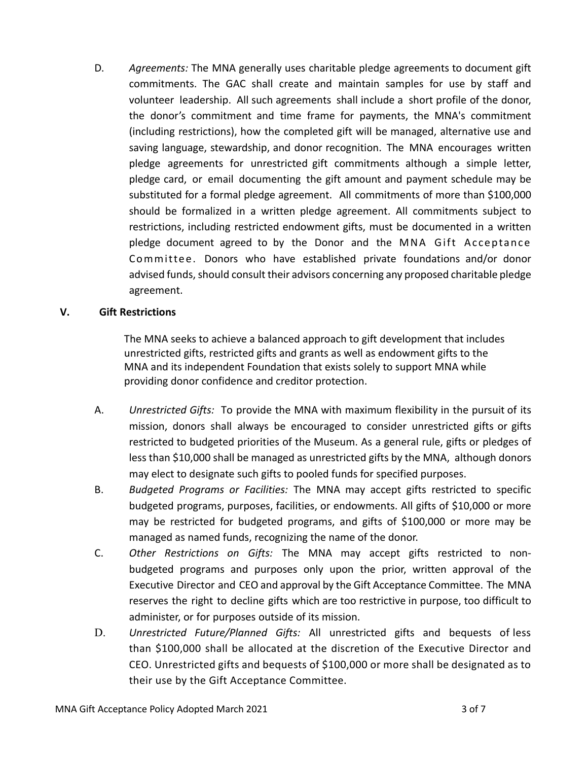D. *Agreements:* The MNA generally uses charitable pledge agreements to document gift commitments. The GAC shall create and maintain samples for use by staff and volunteer leadership. All such agreements shall include a short profile of the donor, the donor's commitment and time frame for payments, the MNA's commitment (including restrictions), how the completed gift will be managed, alternative use and saving language, stewardship, and donor recognition. The MNA encourages written pledge agreements for unrestricted gift commitments although a simple letter, pledge card, or email documenting the gift amount and payment schedule may be substituted for a formal pledge agreement. All commitments of more than $100,000 should be formalized in a written pledge agreement. All commitments subject to restrictions, including restricted endowment gifts, must be documented in a written pledge document agreed to by the Donor and the MNA Gift Acceptance Committee. Donors who have established private foundations and/or donor advised funds, should consult their advisors concerning any proposed charitable pledge agreement.

## V. Gift Restrictions

The MNA seeks to achieve a balanced approach to gift development that includes unrestricted gifts, restricted gifts and grants as well as endowment gifts to the MNA and its independent Foundation that exists solely to support MNA while providing donor confidence and creditor protection.

A. *Unrestricted Gifts:* To provide the MNA with maximum flexibility in the pursuit of its mission, donors shall always be encouraged to consider unrestricted gifts or gifts restricted to budgeted priorities of the Museum. As a general rule, gifts or pledges of less than $10,000 shall be managed as unrestricted gifts by the MNA, although donors may elect to designate such gifts to pooled funds for specified purposes.

B. *Budgeted Programs or Facilities:* The MNA may accept gifts restricted to specific budgeted programs, purposes, facilities, or endowments. All gifts of $10,000 or more may be restricted for budgeted programs, and gifts of $100,000 or more may be managed as named funds, recognizing the name of the donor.

C. *Other Restrictions on Gifts:* The MNA may accept gifts restricted to non-budgeted programs and purposes only upon the prior, written approval of the Executive Director and CEO and approval by the Gift Acceptance Committee. The MNA reserves the right to decline gifts which are too restrictive in purpose, too difficult to administer, or for purposes outside of its mission.

D. *Unrestricted Future/Planned Gifts:* All unrestricted gifts and bequests of less than $100,000 shall be allocated at the discretion of the Executive Director and CEO. Unrestricted gifts and bequests of $100,000 or more shall be designated as to their use by the Gift Acceptance Committee.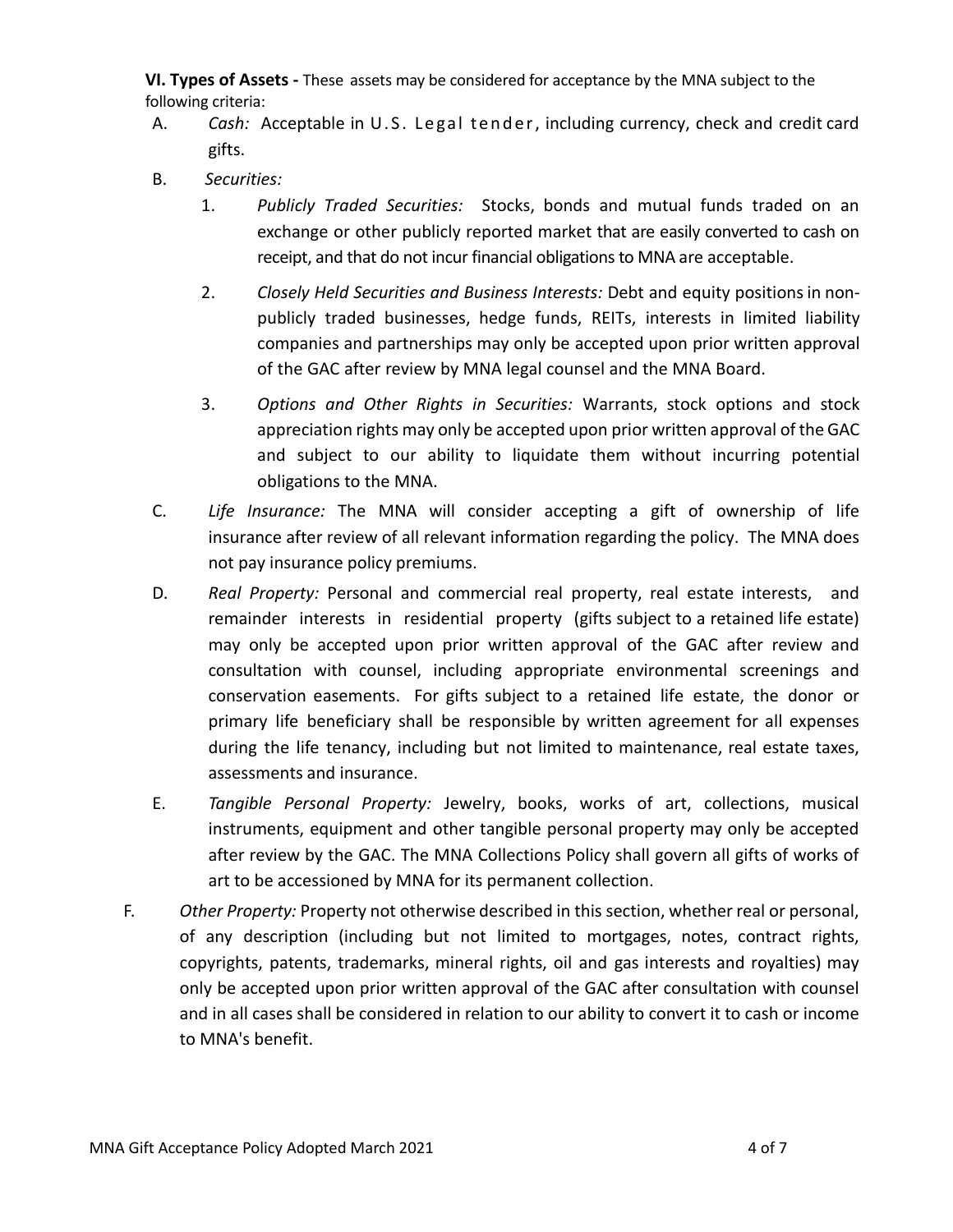**VI. Types of Assets -** These assets may be considered for acceptance by the MNA subject to the following criteria:

A. *Cash:* Acceptable in U.S. Legal tender, including currency, check and credit card gifts.

B. *Securities:*

  1. *Publicly Traded Securities:* Stocks, bonds and mutual funds traded on an exchange or other publicly reported market that are easily converted to cash on receipt, and that do not incur financial obligations to MNA are acceptable.

  2. *Closely Held Securities and Business Interests:* Debt and equity positions in non-publicly traded businesses, hedge funds, REITs, interests in limited liability companies and partnerships may only be accepted upon prior written approval of the GAC after review by MNA legal counsel and the MNA Board.

  3. *Options and Other Rights in Securities:* Warrants, stock options and stock appreciation rights may only be accepted upon prior written approval of the GAC and subject to our ability to liquidate them without incurring potential obligations to the MNA.

C. *Life Insurance:* The MNA will consider accepting a gift of ownership of life insurance after review of all relevant information regarding the policy. The MNA does not pay insurance policy premiums.

D. *Real Property:* Personal and commercial real property, real estate interests, and remainder interests in residential property (gifts subject to a retained life estate) may only be accepted upon prior written approval of the GAC after review and consultation with counsel, including appropriate environmental screenings and conservation easements. For gifts subject to a retained life estate, the donor or primary life beneficiary shall be responsible by written agreement for all expenses during the life tenancy, including but not limited to maintenance, real estate taxes, assessments and insurance.

E. *Tangible Personal Property:* Jewelry, books, works of art, collections, musical instruments, equipment and other tangible personal property may only be accepted after review by the GAC. The MNA Collections Policy shall govern all gifts of works of art to be accessioned by MNA for its permanent collection.

F. *Other Property:* Property not otherwise described in this section, whether real or personal, of any description (including but not limited to mortgages, notes, contract rights, copyrights, patents, trademarks, mineral rights, oil and gas interests and royalties) may only be accepted upon prior written approval of the GAC after consultation with counsel and in all cases shall be considered in relation to our ability to convert it to cash or income to MNA's benefit.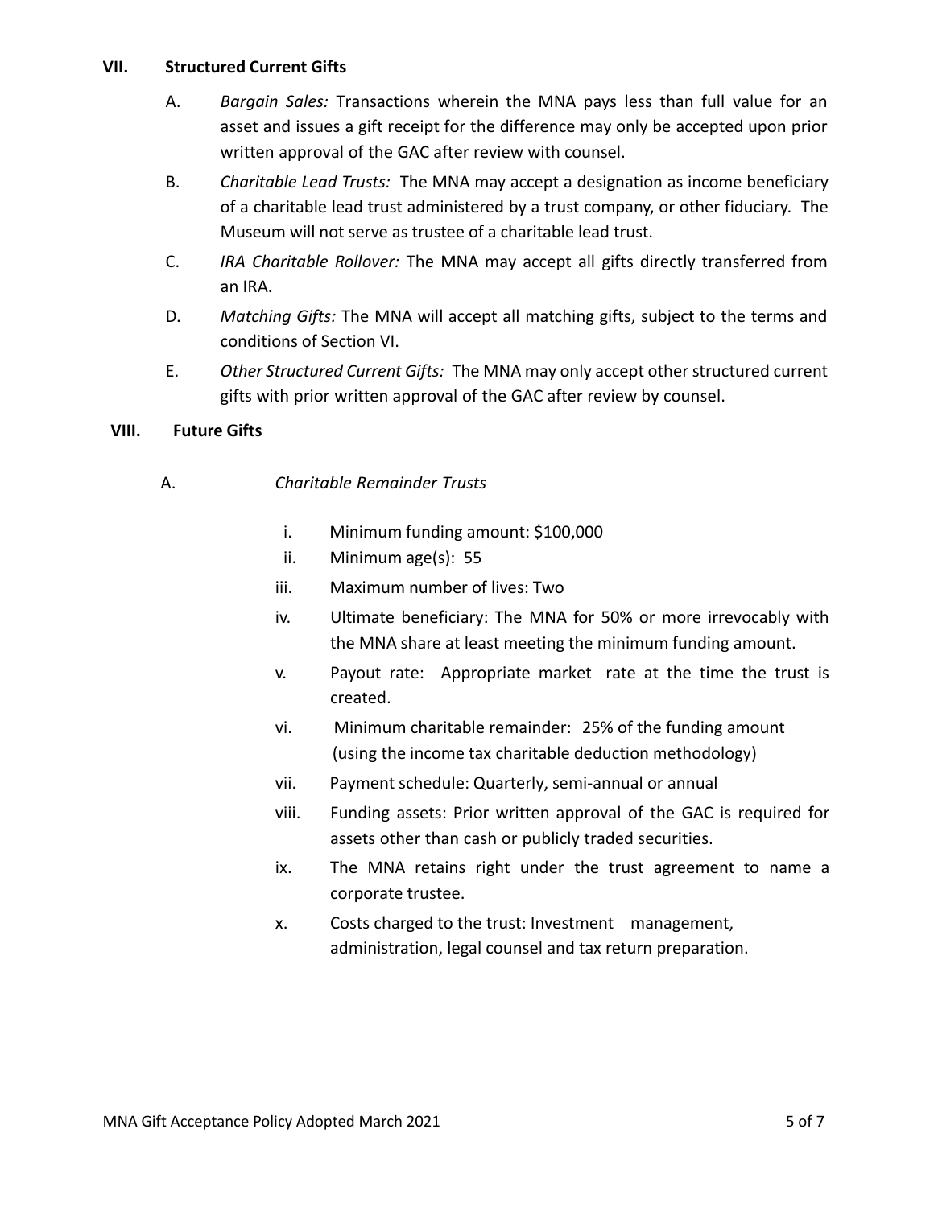## VII. Structured Current Gifts

A. *Bargain Sales:* Transactions wherein the MNA pays less than full value for an asset and issues a gift receipt for the difference may only be accepted upon prior written approval of the GAC after review with counsel.

B. *Charitable Lead Trusts:* The MNA may accept a designation as income beneficiary of a charitable lead trust administered by a trust company, or other fiduciary. The Museum will not serve as trustee of a charitable lead trust.

C. *IRA Charitable Rollover:* The MNA may accept all gifts directly transferred from an IRA.

D. *Matching Gifts:* The MNA will accept all matching gifts, subject to the terms and conditions of Section VI.

E. *Other Structured Current Gifts:* The MNA may only accept other structured current gifts with prior written approval of the GAC after review by counsel.

## VIII. Future Gifts

A. *Charitable Remainder Trusts*

i. Minimum funding amount: $100,000

ii. Minimum age(s): 55

iii. Maximum number of lives: Two

iv. Ultimate beneficiary: The MNA for 50% or more irrevocably with the MNA share at least meeting the minimum funding amount.

v. Payout rate: Appropriate market rate at the time the trust is created.

vi. Minimum charitable remainder: 25% of the funding amount (using the income tax charitable deduction methodology)

vii. Payment schedule: Quarterly, semi-annual or annual

viii. Funding assets: Prior written approval of the GAC is required for assets other than cash or publicly traded securities.

ix. The MNA retains right under the trust agreement to name a corporate trustee.

x. Costs charged to the trust: Investment management, administration, legal counsel and tax return preparation.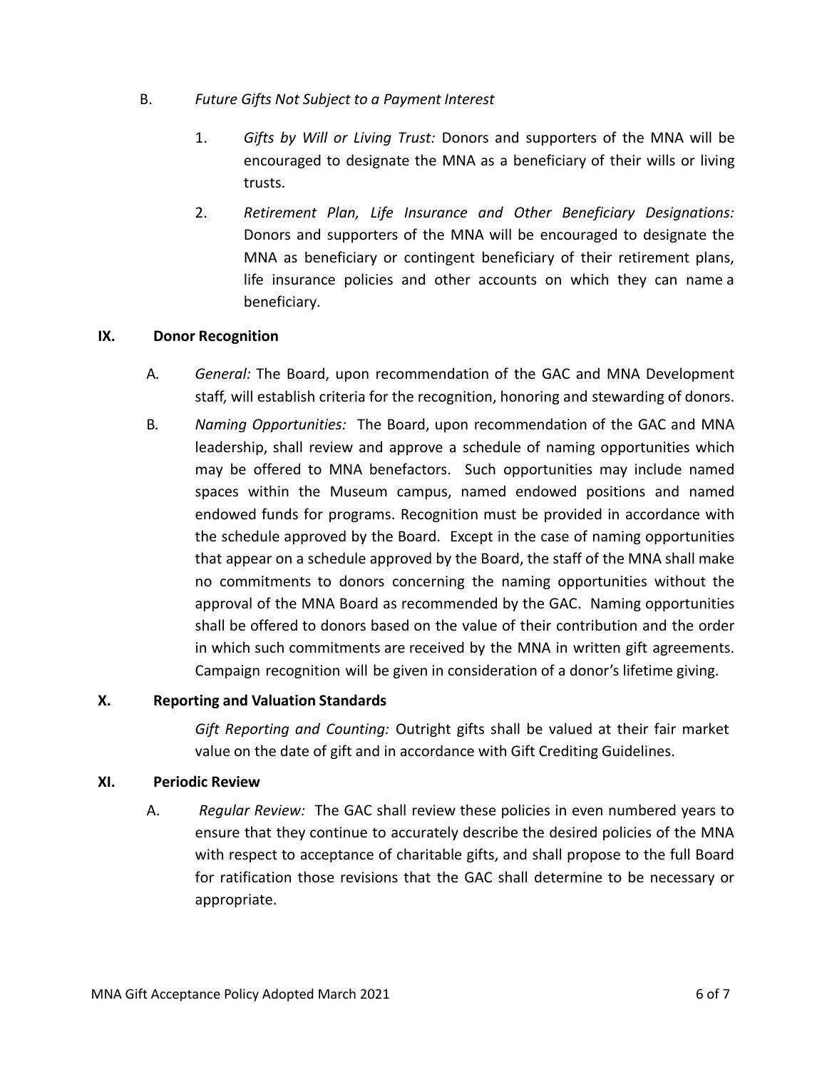B. *Future Gifts Not Subject to a Payment Interest*

1. *Gifts by Will or Living Trust:* Donors and supporters of the MNA will be encouraged to designate the MNA as a beneficiary of their wills or living trusts.

2. *Retirement Plan, Life Insurance and Other Beneficiary Designations:* Donors and supporters of the MNA will be encouraged to designate the MNA as beneficiary or contingent beneficiary of their retirement plans, life insurance policies and other accounts on which they can name a beneficiary.

## IX. Donor Recognition

A. *General:* The Board, upon recommendation of the GAC and MNA Development staff, will establish criteria for the recognition, honoring and stewarding of donors.

B. *Naming Opportunities:* The Board, upon recommendation of the GAC and MNA leadership, shall review and approve a schedule of naming opportunities which may be offered to MNA benefactors. Such opportunities may include named spaces within the Museum campus, named endowed positions and named endowed funds for programs. Recognition must be provided in accordance with the schedule approved by the Board. Except in the case of naming opportunities that appear on a schedule approved by the Board, the staff of the MNA shall make no commitments to donors concerning the naming opportunities without the approval of the MNA Board as recommended by the GAC. Naming opportunities shall be offered to donors based on the value of their contribution and the order in which such commitments are received by the MNA in written gift agreements. Campaign recognition will be given in consideration of a donor's lifetime giving.

## X. Reporting and Valuation Standards

*Gift Reporting and Counting:* Outright gifts shall be valued at their fair market value on the date of gift and in accordance with Gift Crediting Guidelines.

## XI. Periodic Review

A. *Regular Review:* The GAC shall review these policies in even numbered years to ensure that they continue to accurately describe the desired policies of the MNA with respect to acceptance of charitable gifts, and shall propose to the full Board for ratification those revisions that the GAC shall determine to be necessary or appropriate.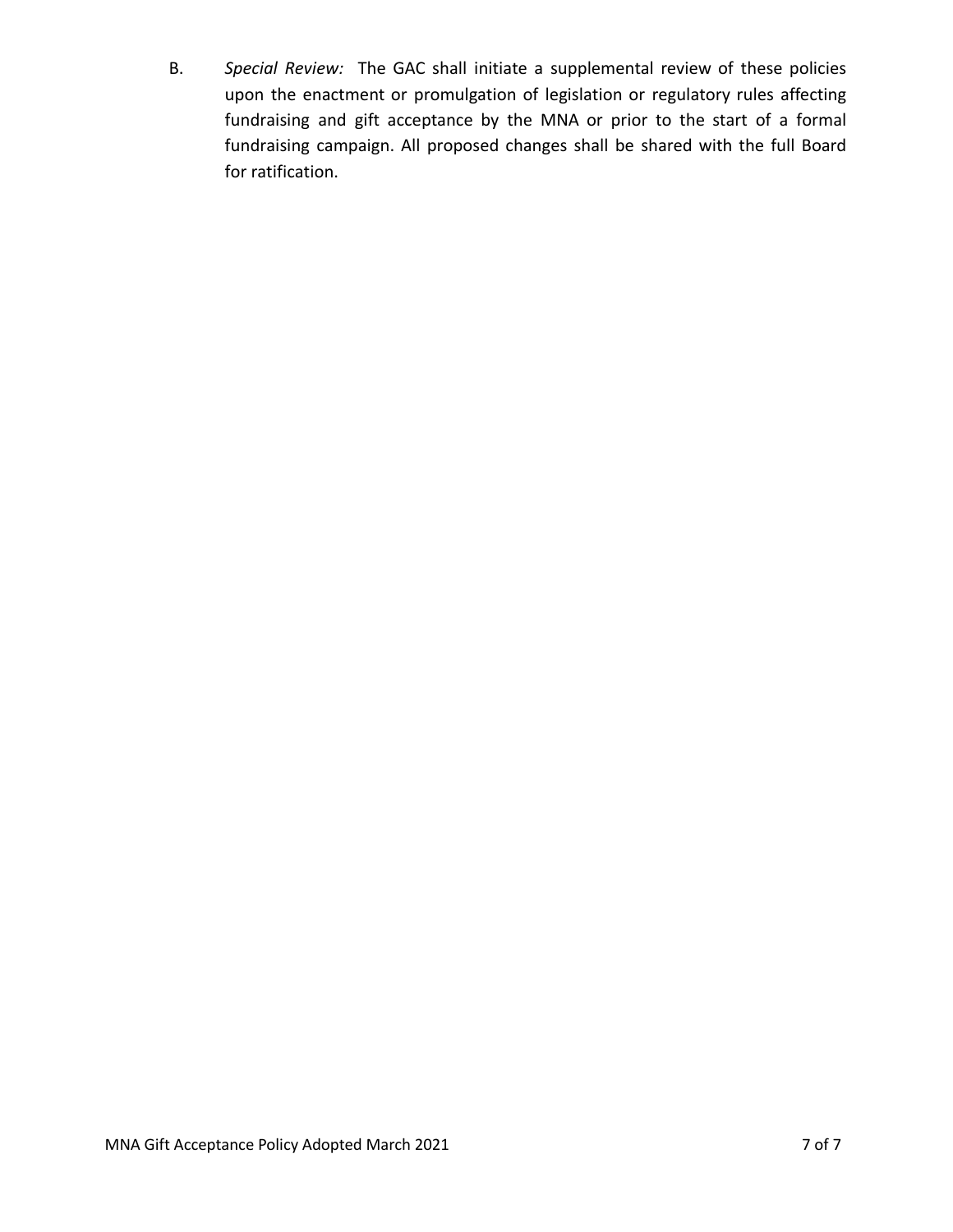B. *Special Review:* The GAC shall initiate a supplemental review of these policies upon the enactment or promulgation of legislation or regulatory rules affecting fundraising and gift acceptance by the MNA or prior to the start of a formal fundraising campaign. All proposed changes shall be shared with the full Board for ratification.